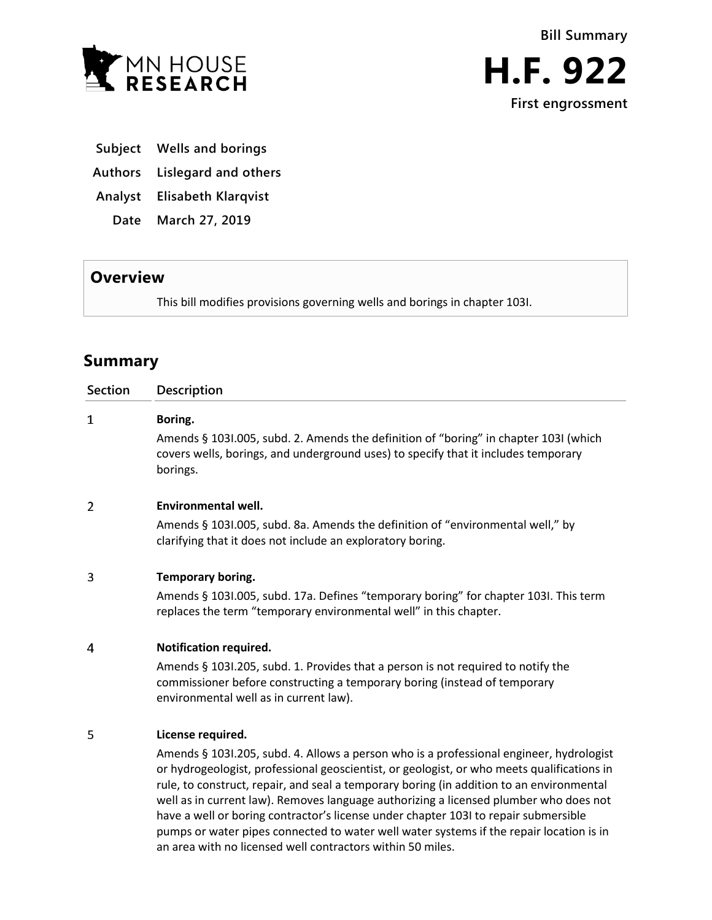MN HOUSE RESEARCH

**Bill Summary**

# H.F. 922

**First engrossment**

| | |
|---|---|
| **Subject** | Wells and borings |
| **Authors** | Lislegard and others |
| **Analyst** | Elisabeth Klarqvist |
| **Date** | March 27, 2019 |

## Overview

This bill modifies provisions governing wells and borings in chapter 103I.

## Summary

| Section | Description |
|---|---|
| 1 | **Boring.**<br>Amends § 103I.005, subd. 2. Amends the definition of "boring" in chapter 103I (which covers wells, borings, and underground uses) to specify that it includes temporary borings. |
| 2 | **Environmental well.**<br>Amends § 103I.005, subd. 8a. Amends the definition of "environmental well," by clarifying that it does not include an exploratory boring. |
| 3 | **Temporary boring.**<br>Amends § 103I.005, subd. 17a. Defines "temporary boring" for chapter 103I. This term replaces the term "temporary environmental well" in this chapter. |
| 4 | **Notification required.**<br>Amends § 103I.205, subd. 1. Provides that a person is not required to notify the commissioner before constructing a temporary boring (instead of temporary environmental well as in current law). |
| 5 | **License required.**<br>Amends § 103I.205, subd. 4. Allows a person who is a professional engineer, hydrologist or hydrogeologist, professional geoscientist, or geologist, or who meets qualifications in rule, to construct, repair, and seal a temporary boring (in addition to an environmental well as in current law). Removes language authorizing a licensed plumber who does not have a well or boring contractor's license under chapter 103I to repair submersible pumps or water pipes connected to water well water systems if the repair location is in an area with no licensed well contractors within 50 miles. |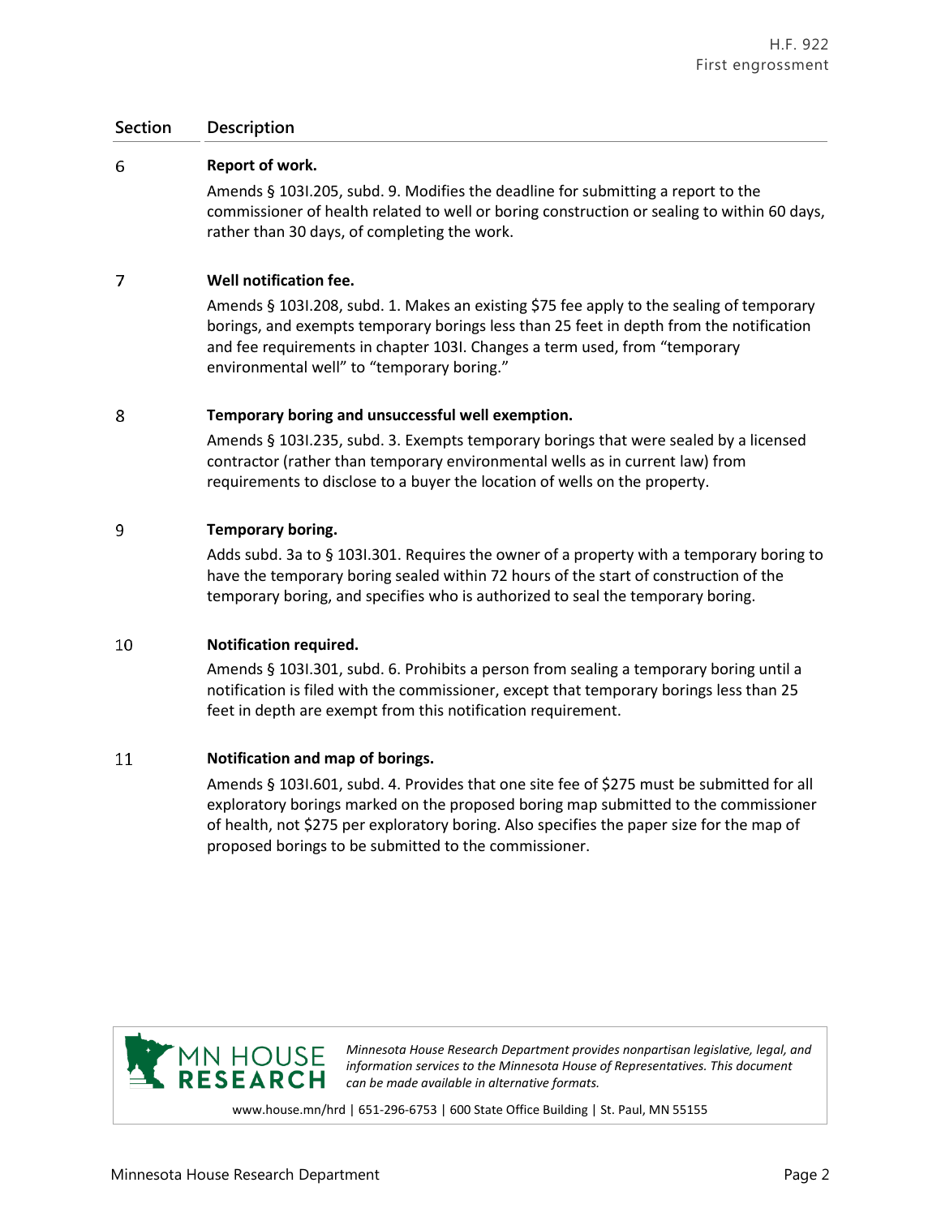| Section | Description |
|---|---|
| 6 | **Report of work.**<br>Amends § 103I.205, subd. 9. Modifies the deadline for submitting a report to the commissioner of health related to well or boring construction or sealing to within 60 days, rather than 30 days, of completing the work. |
| 7 | **Well notification fee.**<br>Amends § 103I.208, subd. 1. Makes an existing $75 fee apply to the sealing of temporary borings, and exempts temporary borings less than 25 feet in depth from the notification and fee requirements in chapter 103I. Changes a term used, from "temporary environmental well" to "temporary boring." |
| 8 | **Temporary boring and unsuccessful well exemption.**<br>Amends § 103I.235, subd. 3. Exempts temporary borings that were sealed by a licensed contractor (rather than temporary environmental wells as in current law) from requirements to disclose to a buyer the location of wells on the property. |
| 9 | **Temporary boring.**<br>Adds subd. 3a to § 103I.301. Requires the owner of a property with a temporary boring to have the temporary boring sealed within 72 hours of the start of construction of the temporary boring, and specifies who is authorized to seal the temporary boring. |
| 10 | **Notification required.**<br>Amends § 103I.301, subd. 6. Prohibits a person from sealing a temporary boring until a notification is filed with the commissioner, except that temporary borings less than 25 feet in depth are exempt from this notification requirement. |
| 11 | **Notification and map of borings.**<br>Amends § 103I.601, subd. 4. Provides that one site fee of $275 must be submitted for all exploratory borings marked on the proposed boring map submitted to the commissioner of health, not $275 per exploratory boring. Also specifies the paper size for the map of proposed borings to be submitted to the commissioner. |

MN HOUSE RESEARCH

*Minnesota House Research Department provides nonpartisan legislative, legal, and information services to the Minnesota House of Representatives. This document can be made available in alternative formats.*

www.house.mn/hrd | 651-296-6753 | 600 State Office Building | St. Paul, MN 55155